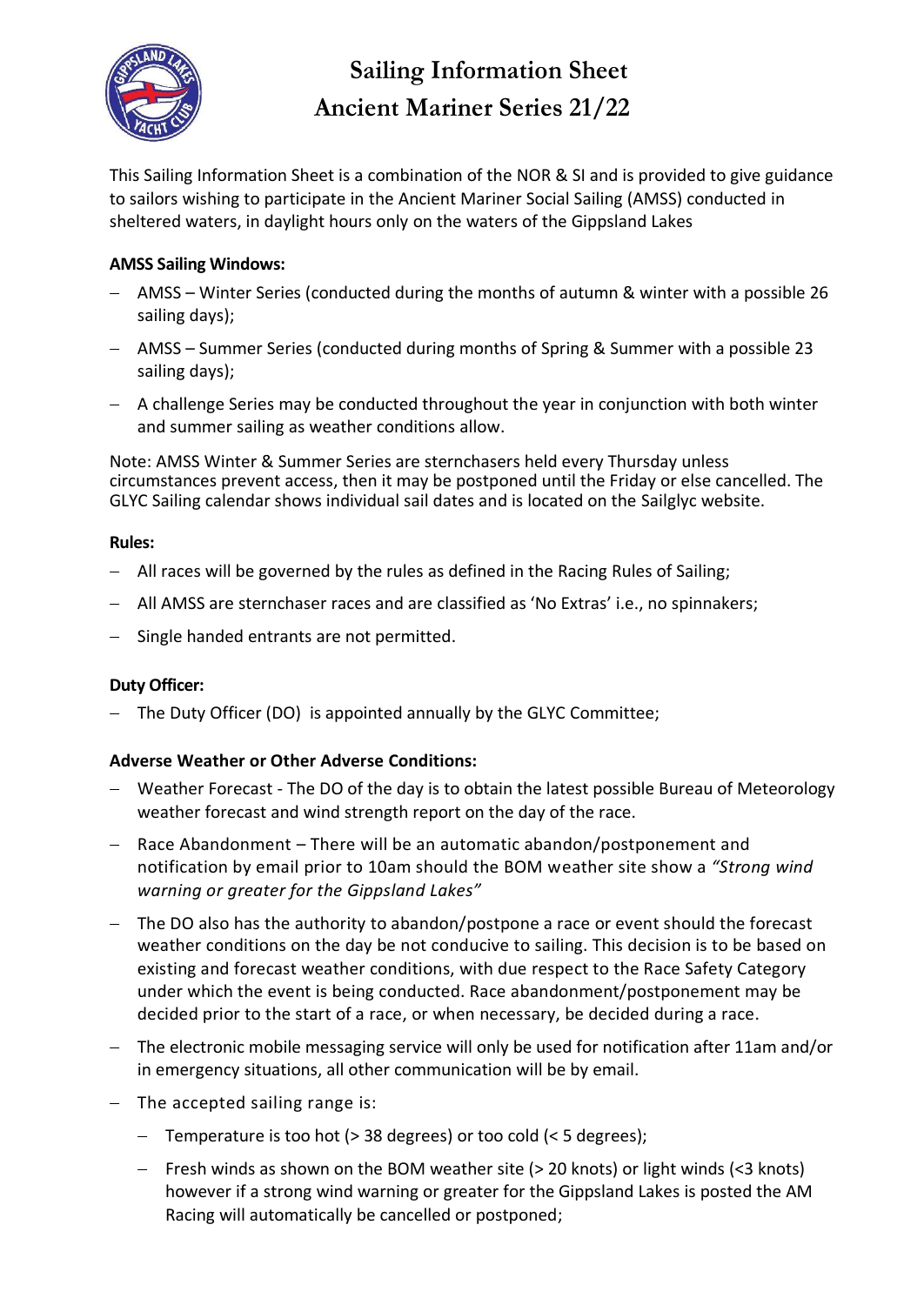# Sailing Information Sheet
# Ancient Mariner Series 21/22

This Sailing Information Sheet is a combination of the NOR & SI and is provided to give guidance to sailors wishing to participate in the Ancient Mariner Social Sailing (AMSS) conducted in sheltered waters, in daylight hours only on the waters of the Gippsland Lakes

**AMSS Sailing Windows:**

- AMSS – Winter Series (conducted during the months of autumn & winter with a possible 26 sailing days);
- AMSS – Summer Series (conducted during months of Spring & Summer with a possible 23 sailing days);
- A challenge Series may be conducted throughout the year in conjunction with both winter and summer sailing as weather conditions allow.

Note: AMSS Winter & Summer Series are sternchasers held every Thursday unless circumstances prevent access, then it may be postponed until the Friday or else cancelled. The GLYC Sailing calendar shows individual sail dates and is located on the Sailglyc website.

**Rules:**

- All races will be governed by the rules as defined in the Racing Rules of Sailing;
- All AMSS are sternchaser races and are classified as 'No Extras' i.e., no spinnakers;
- Single handed entrants are not permitted.

**Duty Officer:**

- The Duty Officer (DO) is appointed annually by the GLYC Committee;

**Adverse Weather or Other Adverse Conditions:**

- Weather Forecast - The DO of the day is to obtain the latest possible Bureau of Meteorology weather forecast and wind strength report on the day of the race.
- Race Abandonment – There will be an automatic abandon/postponement and notification by email prior to 10am should the BOM weather site show a *"Strong wind warning or greater for the Gippsland Lakes"*
- The DO also has the authority to abandon/postpone a race or event should the forecast weather conditions on the day be not conducive to sailing. This decision is to be based on existing and forecast weather conditions, with due respect to the Race Safety Category under which the event is being conducted. Race abandonment/postponement may be decided prior to the start of a race, or when necessary, be decided during a race.
- The electronic mobile messaging service will only be used for notification after 11am and/or in emergency situations, all other communication will be by email.
- The accepted sailing range is:
  - Temperature is too hot (> 38 degrees) or too cold (< 5 degrees);
  - Fresh winds as shown on the BOM weather site (> 20 knots) or light winds (<3 knots) however if a strong wind warning or greater for the Gippsland Lakes is posted the AM Racing will automatically be cancelled or postponed;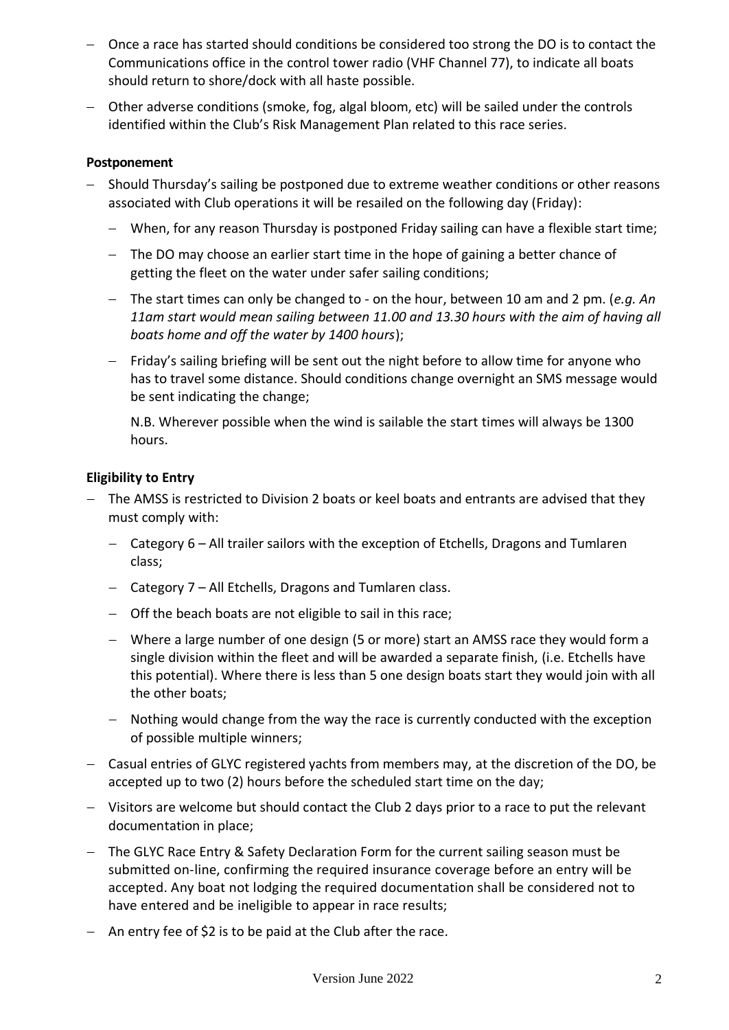- Once a race has started should conditions be considered too strong the DO is to contact the Communications office in the control tower radio (VHF Channel 77), to indicate all boats should return to shore/dock with all haste possible.
- Other adverse conditions (smoke, fog, algal bloom, etc) will be sailed under the controls identified within the Club's Risk Management Plan related to this race series.

**Postponement**

- Should Thursday's sailing be postponed due to extreme weather conditions or other reasons associated with Club operations it will be resailed on the following day (Friday):
  - When, for any reason Thursday is postponed Friday sailing can have a flexible start time;
  - The DO may choose an earlier start time in the hope of gaining a better chance of getting the fleet on the water under safer sailing conditions;
  - The start times can only be changed to - on the hour, between 10 am and 2 pm. (*e.g. An 11am start would mean sailing between 11.00 and 13.30 hours with the aim of having all boats home and off the water by 1400 hours*);
  - Friday's sailing briefing will be sent out the night before to allow time for anyone who has to travel some distance. Should conditions change overnight an SMS message would be sent indicating the change;

    N.B. Wherever possible when the wind is sailable the start times will always be 1300 hours.

**Eligibility to Entry**

- The AMSS is restricted to Division 2 boats or keel boats and entrants are advised that they must comply with:
  - Category 6 – All trailer sailors with the exception of Etchells, Dragons and Tumlaren class;
  - Category 7 – All Etchells, Dragons and Tumlaren class.
  - Off the beach boats are not eligible to sail in this race;
  - Where a large number of one design (5 or more) start an AMSS race they would form a single division within the fleet and will be awarded a separate finish, (i.e. Etchells have this potential). Where there is less than 5 one design boats start they would join with all the other boats;
  - Nothing would change from the way the race is currently conducted with the exception of possible multiple winners;
- Casual entries of GLYC registered yachts from members may, at the discretion of the DO, be accepted up to two (2) hours before the scheduled start time on the day;
- Visitors are welcome but should contact the Club 2 days prior to a race to put the relevant documentation in place;
- The GLYC Race Entry & Safety Declaration Form for the current sailing season must be submitted on-line, confirming the required insurance coverage before an entry will be accepted. Any boat not lodging the required documentation shall be considered not to have entered and be ineligible to appear in race results;
- An entry fee of $2 is to be paid at the Club after the race.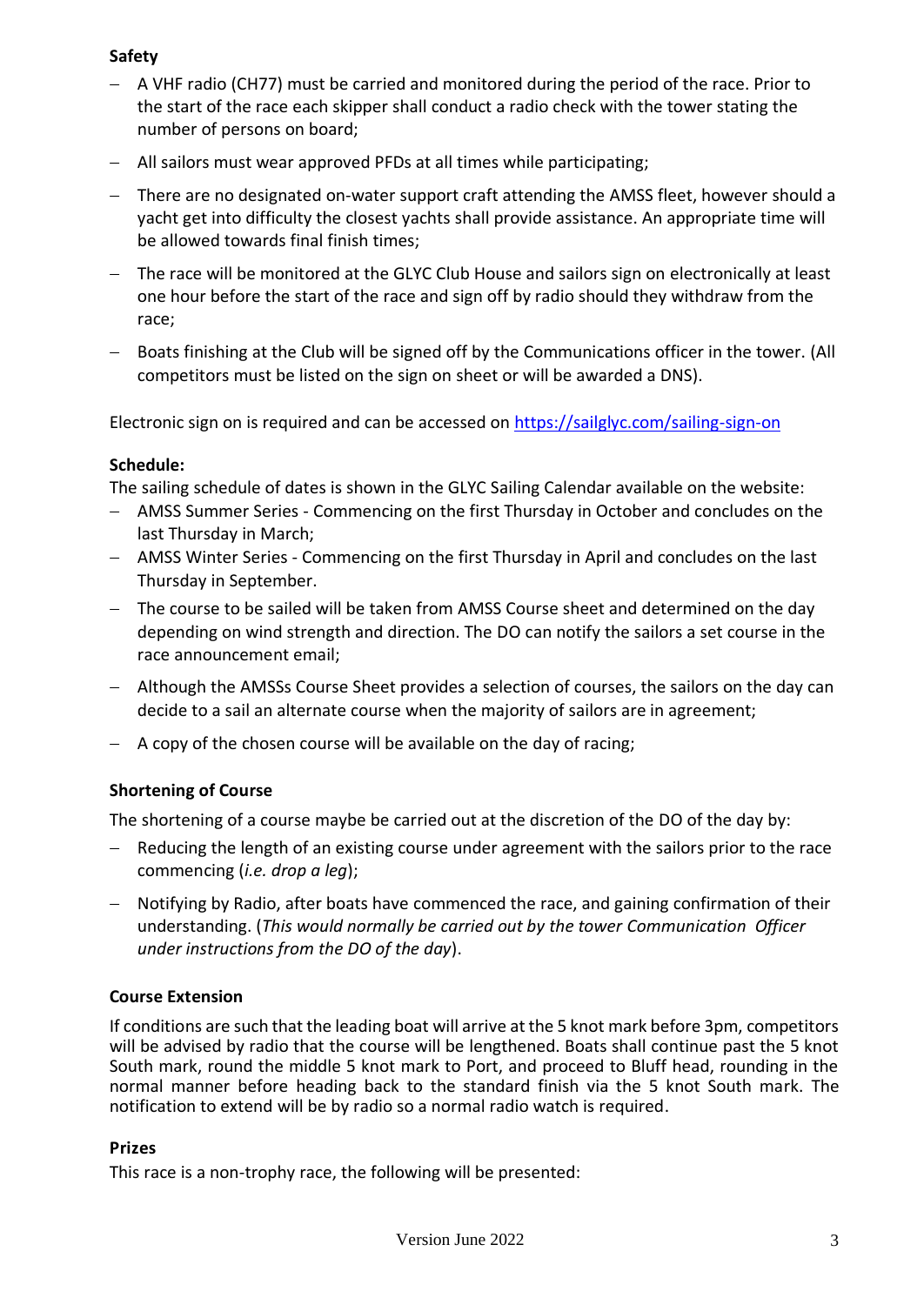**Safety**

- A VHF radio (CH77) must be carried and monitored during the period of the race. Prior to the start of the race each skipper shall conduct a radio check with the tower stating the number of persons on board;
- All sailors must wear approved PFDs at all times while participating;
- There are no designated on-water support craft attending the AMSS fleet, however should a yacht get into difficulty the closest yachts shall provide assistance. An appropriate time will be allowed towards final finish times;
- The race will be monitored at the GLYC Club House and sailors sign on electronically at least one hour before the start of the race and sign off by radio should they withdraw from the race;
- Boats finishing at the Club will be signed off by the Communications officer in the tower. (All competitors must be listed on the sign on sheet or will be awarded a DNS).

Electronic sign on is required and can be accessed on [https://sailglyc.com/sailing-sign-on](https://sailglyc.com/sailing-sign-on)

**Schedule:**

The sailing schedule of dates is shown in the GLYC Sailing Calendar available on the website:

- AMSS Summer Series - Commencing on the first Thursday in October and concludes on the last Thursday in March;
- AMSS Winter Series - Commencing on the first Thursday in April and concludes on the last Thursday in September.
- The course to be sailed will be taken from AMSS Course sheet and determined on the day depending on wind strength and direction. The DO can notify the sailors a set course in the race announcement email;
- Although the AMSSs Course Sheet provides a selection of courses, the sailors on the day can decide to a sail an alternate course when the majority of sailors are in agreement;
- A copy of the chosen course will be available on the day of racing;

**Shortening of Course**

The shortening of a course maybe be carried out at the discretion of the DO of the day by:

- Reducing the length of an existing course under agreement with the sailors prior to the race commencing (*i.e. drop a leg*);
- Notifying by Radio, after boats have commenced the race, and gaining confirmation of their understanding. (*This would normally be carried out by the tower Communication Officer under instructions from the DO of the day*).

**Course Extension**

If conditions are such that the leading boat will arrive at the 5 knot mark before 3pm, competitors will be advised by radio that the course will be lengthened. Boats shall continue past the 5 knot South mark, round the middle 5 knot mark to Port, and proceed to Bluff head, rounding in the normal manner before heading back to the standard finish via the 5 knot South mark. The notification to extend will be by radio so a normal radio watch is required.

**Prizes**

This race is a non-trophy race, the following will be presented: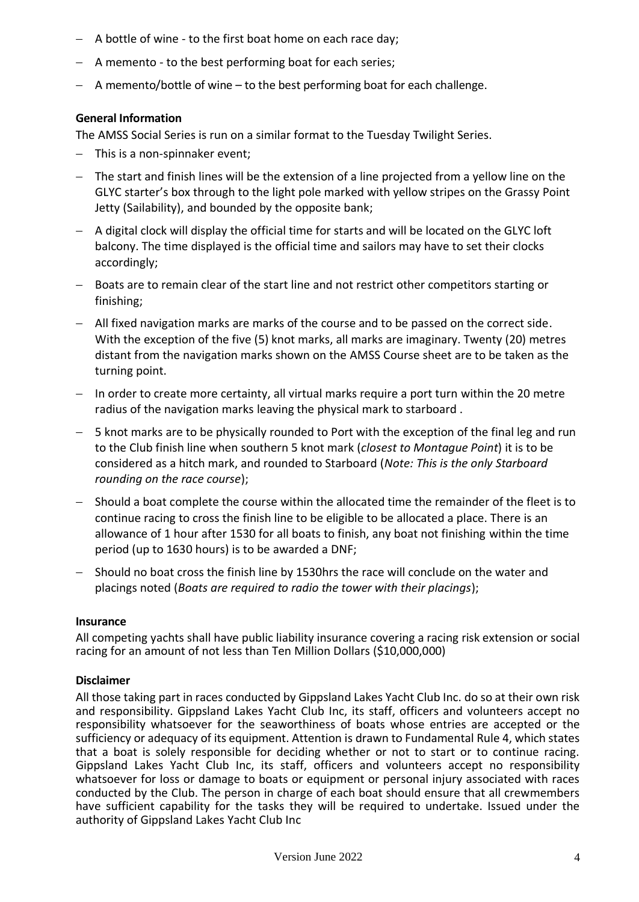- A bottle of wine - to the first boat home on each race day;
- A memento - to the best performing boat for each series;
- A memento/bottle of wine – to the best performing boat for each challenge.

**General Information**

The AMSS Social Series is run on a similar format to the Tuesday Twilight Series.

- This is a non-spinnaker event;
- The start and finish lines will be the extension of a line projected from a yellow line on the GLYC starter's box through to the light pole marked with yellow stripes on the Grassy Point Jetty (Sailability), and bounded by the opposite bank;
- A digital clock will display the official time for starts and will be located on the GLYC loft balcony. The time displayed is the official time and sailors may have to set their clocks accordingly;
- Boats are to remain clear of the start line and not restrict other competitors starting or finishing;
- All fixed navigation marks are marks of the course and to be passed on the correct side. With the exception of the five (5) knot marks, all marks are imaginary. Twenty (20) metres distant from the navigation marks shown on the AMSS Course sheet are to be taken as the turning point.
- In order to create more certainty, all virtual marks require a port turn within the 20 metre radius of the navigation marks leaving the physical mark to starboard .
- 5 knot marks are to be physically rounded to Port with the exception of the final leg and run to the Club finish line when southern 5 knot mark (*closest to Montague Point*) it is to be considered as a hitch mark, and rounded to Starboard (*Note: This is the only Starboard rounding on the race course*);
- Should a boat complete the course within the allocated time the remainder of the fleet is to continue racing to cross the finish line to be eligible to be allocated a place. There is an allowance of 1 hour after 1530 for all boats to finish, any boat not finishing within the time period (up to 1630 hours) is to be awarded a DNF;
- Should no boat cross the finish line by 1530hrs the race will conclude on the water and placings noted (*Boats are required to radio the tower with their placings*);

**Insurance**

All competing yachts shall have public liability insurance covering a racing risk extension or social racing for an amount of not less than Ten Million Dollars ($10,000,000)

**Disclaimer**

All those taking part in races conducted by Gippsland Lakes Yacht Club Inc. do so at their own risk and responsibility. Gippsland Lakes Yacht Club Inc, its staff, officers and volunteers accept no responsibility whatsoever for the seaworthiness of boats whose entries are accepted or the sufficiency or adequacy of its equipment. Attention is drawn to Fundamental Rule 4, which states that a boat is solely responsible for deciding whether or not to start or to continue racing. Gippsland Lakes Yacht Club Inc, its staff, officers and volunteers accept no responsibility whatsoever for loss or damage to boats or equipment or personal injury associated with races conducted by the Club. The person in charge of each boat should ensure that all crewmembers have sufficient capability for the tasks they will be required to undertake. Issued under the authority of Gippsland Lakes Yacht Club Inc

Version June 2022